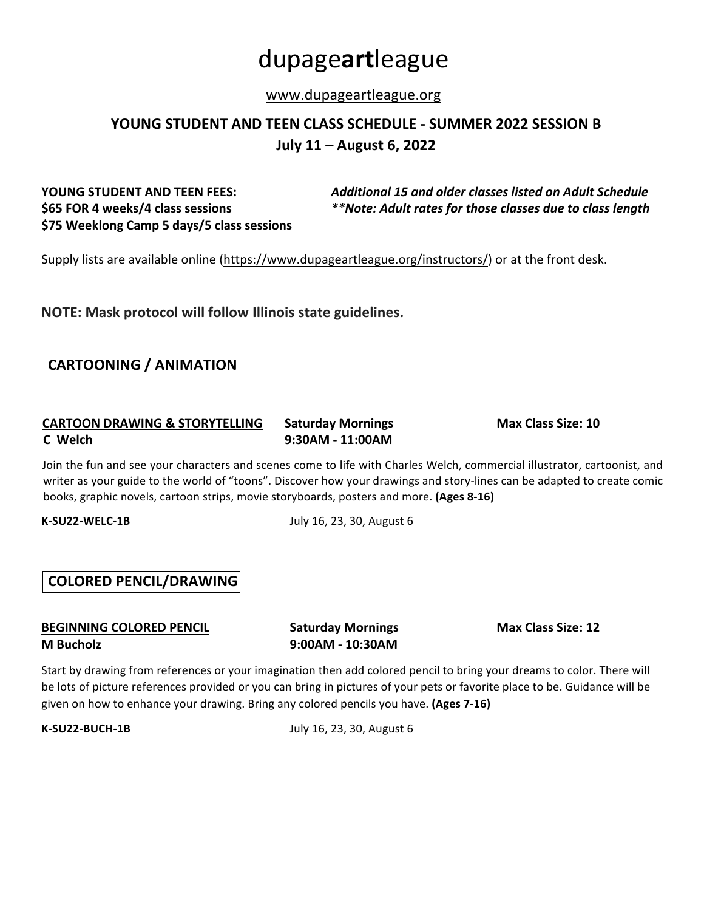# dupage**art**league

www.dupageartleague.org

## YOUNG STUDENT AND TEEN CLASS SCHEDULE - SUMMER 2022 SESSION B
## July 11 – August 6, 2022

**YOUNG STUDENT AND TEEN FEES:**
**$65 FOR 4 weeks/4 class sessions**
**$75 Weeklong Camp 5 days/5 class sessions**

***Additional 15 and older classes listed on Adult Schedule***
***\*\*Note: Adult rates for those classes due to class length***

Supply lists are available online (https://www.dupageartleague.org/instructors/) or at the front desk.

**NOTE: Mask protocol will follow Illinois state guidelines.**

### CARTOONING / ANIMATION

**CARTOON DRAWING & STORYTELLING** — **Saturday Mornings** — **Max Class Size: 10**
**C Welch** — **9:30AM - 11:00AM**

Join the fun and see your characters and scenes come to life with Charles Welch, commercial illustrator, cartoonist, and writer as your guide to the world of "toons". Discover how your drawings and story-lines can be adapted to create comic books, graphic novels, cartoon strips, movie storyboards, posters and more. **(Ages 8-16)**

**K-SU22-WELC-1B** July 16, 23, 30, August 6

### COLORED PENCIL/DRAWING

**BEGINNING COLORED PENCIL** — **Saturday Mornings** — **Max Class Size: 12**
**M Bucholz** — **9:00AM - 10:30AM**

Start by drawing from references or your imagination then add colored pencil to bring your dreams to color. There will be lots of picture references provided or you can bring in pictures of your pets or favorite place to be. Guidance will be given on how to enhance your drawing. Bring any colored pencils you have. **(Ages 7-16)**

**K-SU22-BUCH-1B** July 16, 23, 30, August 6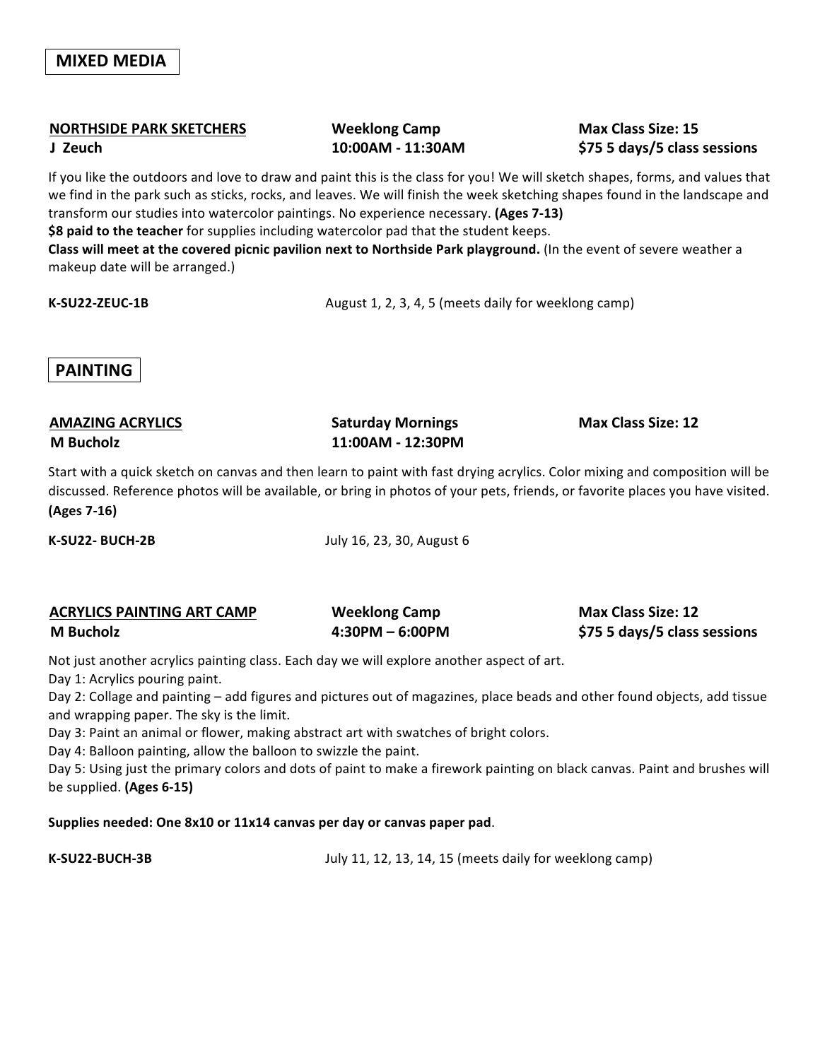## MIXED MEDIA

**NORTHSIDE PARK SKETCHERS**
**J Zeuch**

**Weeklong Camp**
**10:00AM - 11:30AM**

**Max Class Size: 15**
**$75 5 days/5 class sessions**

If you like the outdoors and love to draw and paint this is the class for you! We will sketch shapes, forms, and values that we find in the park such as sticks, rocks, and leaves. We will finish the week sketching shapes found in the landscape and transform our studies into watercolor paintings. No experience necessary. **(Ages 7-13)**

**$8 paid to the teacher** for supplies including watercolor pad that the student keeps.

**Class will meet at the covered picnic pavilion next to Northside Park playground.** (In the event of severe weather a makeup date will be arranged.)

**K-SU22-ZEUC-1B** August 1, 2, 3, 4, 5 (meets daily for weeklong camp)

## PAINTING

**AMAZING ACRYLICS**
**M Bucholz**

**Saturday Mornings**
**11:00AM - 12:30PM**

**Max Class Size: 12**

Start with a quick sketch on canvas and then learn to paint with fast drying acrylics. Color mixing and composition will be discussed. Reference photos will be available, or bring in photos of your pets, friends, or favorite places you have visited. **(Ages 7-16)**

**K-SU22- BUCH-2B** July 16, 23, 30, August 6

**ACRYLICS PAINTING ART CAMP**
**M Bucholz**

**Weeklong Camp**
**4:30PM – 6:00PM**

**Max Class Size: 12**
**$75 5 days/5 class sessions**

Not just another acrylics painting class. Each day we will explore another aspect of art.

Day 1: Acrylics pouring paint.

Day 2: Collage and painting – add figures and pictures out of magazines, place beads and other found objects, add tissue and wrapping paper. The sky is the limit.

Day 3: Paint an animal or flower, making abstract art with swatches of bright colors.

Day 4: Balloon painting, allow the balloon to swizzle the paint.

Day 5: Using just the primary colors and dots of paint to make a firework painting on black canvas. Paint and brushes will be supplied. **(Ages 6-15)**

**Supplies needed: One 8x10 or 11x14 canvas per day or canvas paper pad**.

**K-SU22-BUCH-3B** July 11, 12, 13, 14, 15 (meets daily for weeklong camp)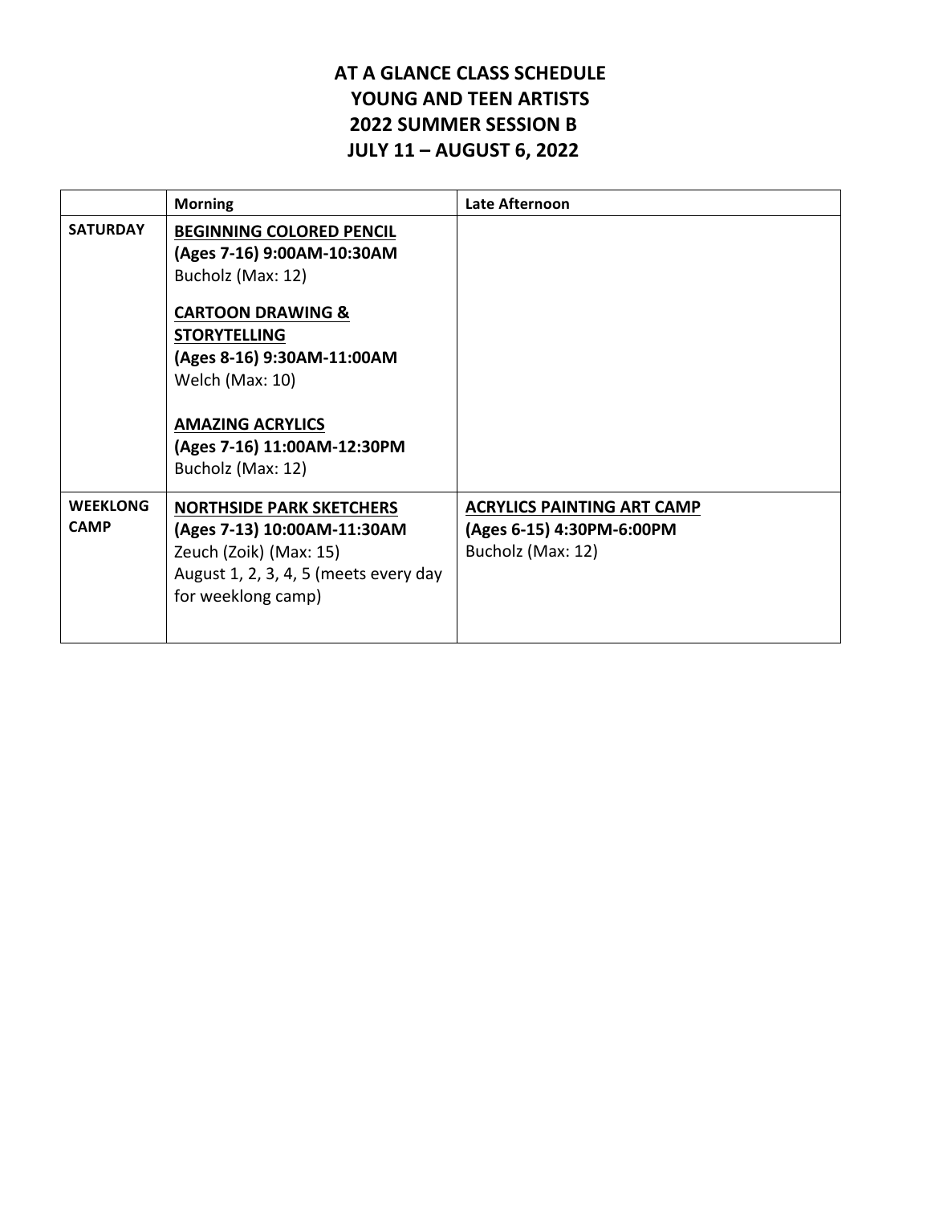# AT A GLANCE CLASS SCHEDULE
# YOUNG AND TEEN ARTISTS
# 2022 SUMMER SESSION B
# JULY 11 – AUGUST 6, 2022

| | **Morning** | **Late Afternoon** |
|---|---|---|
| **SATURDAY** | **<u>BEGINNING COLORED PENCIL</u>**<br>**(Ages 7-16) 9:00AM-10:30AM**<br>Bucholz (Max: 12)<br><br>**<u>CARTOON DRAWING & STORYTELLING</u>**<br>**(Ages 8-16) 9:30AM-11:00AM**<br>Welch (Max: 10)<br><br>**<u>AMAZING ACRYLICS</u>**<br>**(Ages 7-16) 11:00AM-12:30PM**<br>Bucholz (Max: 12) | |
| **WEEKLONG CAMP** | **<u>NORTHSIDE PARK SKETCHERS</u>**<br>**(Ages 7-13) 10:00AM-11:30AM**<br>Zeuch (Zoik) (Max: 15)<br>August 1, 2, 3, 4, 5 (meets every day for weeklong camp) | **<u>ACRYLICS PAINTING ART CAMP</u>**<br>**(Ages 6-15) 4:30PM-6:00PM**<br>Bucholz (Max: 12) |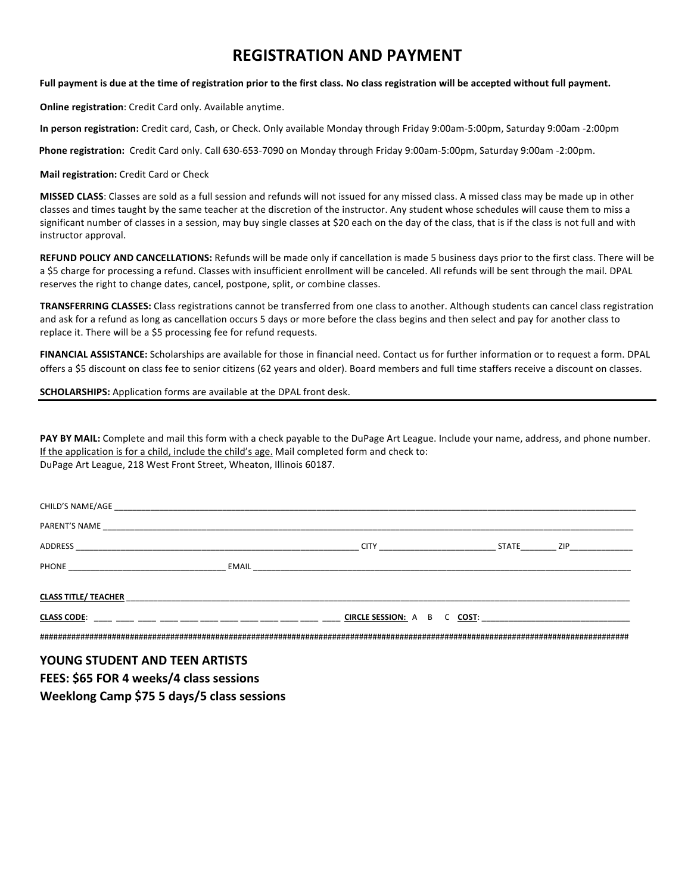# REGISTRATION AND PAYMENT

**Full payment is due at the time of registration prior to the first class. No class registration will be accepted without full payment.**

**Online registration**: Credit Card only. Available anytime.

**In person registration:** Credit card, Cash, or Check. Only available Monday through Friday 9:00am-5:00pm, Saturday 9:00am -2:00pm

**Phone registration:** Credit Card only. Call 630-653-7090 on Monday through Friday 9:00am-5:00pm, Saturday 9:00am -2:00pm.

**Mail registration:** Credit Card or Check

**MISSED CLASS**: Classes are sold as a full session and refunds will not issued for any missed class. A missed class may be made up in other classes and times taught by the same teacher at the discretion of the instructor. Any student whose schedules will cause them to miss a significant number of classes in a session, may buy single classes at $20 each on the day of the class, that is if the class is not full and with instructor approval.

**REFUND POLICY AND CANCELLATIONS:** Refunds will be made only if cancellation is made 5 business days prior to the first class. There will be a $5 charge for processing a refund. Classes with insufficient enrollment will be canceled. All refunds will be sent through the mail. DPAL reserves the right to change dates, cancel, postpone, split, or combine classes.

**TRANSFERRING CLASSES:** Class registrations cannot be transferred from one class to another. Although students can cancel class registration and ask for a refund as long as cancellation occurs 5 days or more before the class begins and then select and pay for another class to replace it. There will be a $5 processing fee for refund requests.

**FINANCIAL ASSISTANCE:** Scholarships are available for those in financial need. Contact us for further information or to request a form. DPAL offers a $5 discount on class fee to senior citizens (62 years and older). Board members and full time staffers receive a discount on classes.

**SCHOLARSHIPS:** Application forms are available at the DPAL front desk.

---

**PAY BY MAIL:** Complete and mail this form with a check payable to the DuPage Art League. Include your name, address, and phone number. <u>If the application is for a child, include the child's age.</u> Mail completed form and check to:
DuPage Art League, 218 West Front Street, Wheaton, Illinois 60187.

CHILD'S NAME/AGE ______________________________________________

PARENT'S NAME ______________________________________________

ADDRESS ______________________________ CITY ________________ STATE________ ZIP_____________

PHONE ________________________ EMAIL ______________________________________

**<u>CLASS TITLE/ TEACHER</u>** ______________________________________________

**<u>CLASS CODE</u>**: ____ ____ ____ ____ ____ ____ ____ ____ ____ ____ ____ ____ **<u>CIRCLE SESSION:</u>** A B C **<u>COST</u>**: ________________________

####################################################################################################################################

**YOUNG STUDENT AND TEEN ARTISTS**
**FEES: $65 FOR 4 weeks/4 class sessions**
**Weeklong Camp $75 5 days/5 class sessions**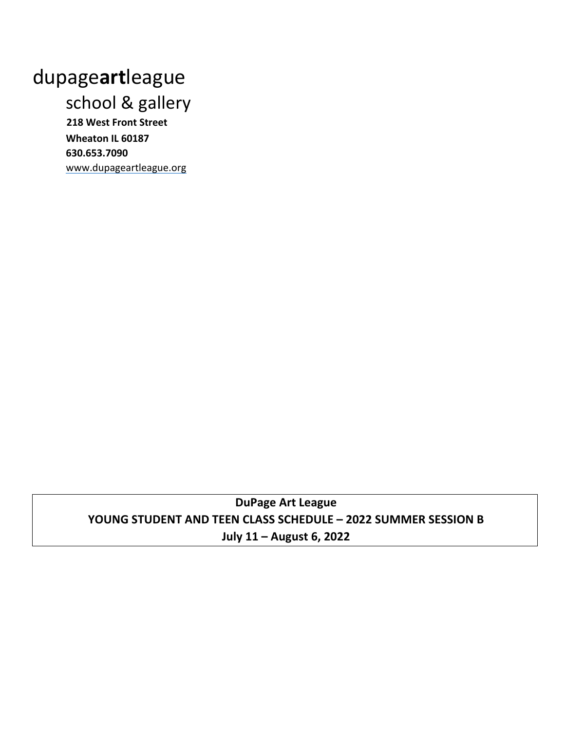dupage**art**league

school & gallery

**218 West Front Street**

**Wheaton IL 60187**

**630.653.7090**

www.dupageartleague.org

**DuPage Art League**

**YOUNG STUDENT AND TEEN CLASS SCHEDULE – 2022 SUMMER SESSION B**

**July 11 – August 6, 2022**